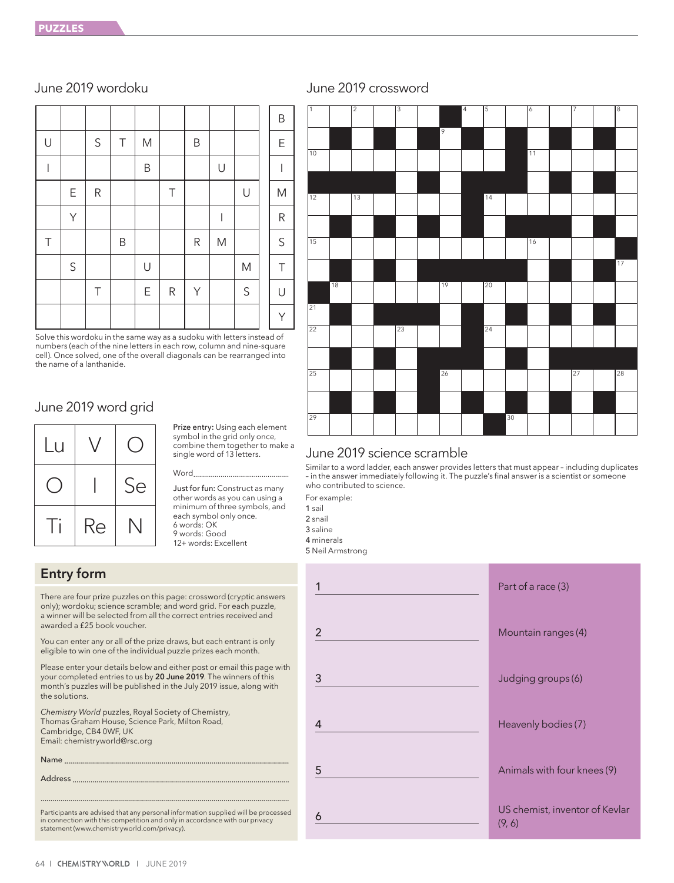## June 2019 wordoku

| | | | | | | | | |
|---|---|---|---|---|---|---|---|---|
| | | | | | | | | |
| U | | S | T | M | | B | | |
| I | | | | B | | | U | |
| | E | R | | | T | | | U |
| | Y | | | | | | I | |
| T | | | B | | | R | M | |
| | S | | | U | | | | M |
| | | T | | E | R | Y | | S |
| | | | | | | | | |

B E I M R S T U Y

Solve this wordoku in the same way as a sudoku with letters instead of numbers (each of the nine letters in each row, column and nine-square cell). Once solved, one of the overall diagonals can be rearranged into the name of a lanthanide.

## June 2019 word grid

| | | |
|---|---|---|
| Lu | V | O |
| O | I | Se |
| Ti | Re | N |

**Prize entry:** Using each element symbol in the grid only once, combine them together to make a single word of 13 letters.

Word.................................................

**Just for fun:** Construct as many other words as you can using a minimum of three symbols, and each symbol only once.
6 words: OK
9 words: Good
12+ words: Excellent

## Entry form

There are four prize puzzles on this page: crossword (cryptic answers only); wordoku; science scramble; and word grid. For each puzzle, a winner will be selected from all the correct entries received and awarded a £25 book voucher.

You can enter any or all of the prize draws, but each entrant is only eligible to win one of the individual puzzle prizes each month.

Please enter your details below and either post or email this page with your completed entries to us by **20 June 2019**. The winners of this month's puzzles will be published in the July 2019 issue, along with the solutions.

*Chemistry World* puzzles, Royal Society of Chemistry, Thomas Graham House, Science Park, Milton Road, Cambridge, CB4 0WF, UK
Email: chemistryworld@rsc.org

Name .................................................................................................

Address ..............................................................................................

..........................................................................................................

Participants are advised that any personal information supplied will be processed in connection with this competition and only in accordance with our privacy statement (www.chemistryworld.com/privacy).

## June 2019 crossword

## June 2019 science scramble

Similar to a word ladder, each answer provides letters that must appear – including duplicates – in the answer immediately following it. The puzzle's final answer is a scientist or someone who contributed to science.

For example:
1 sail
2 snail
3 saline
4 minerals
5 Neil Armstrong

| | |
|---|---|
| 1 ____________ | Part of a race (3) |
| 2 ____________ | Mountain ranges (4) |
| 3 ____________ | Judging groups (6) |
| 4 ____________ | Heavenly bodies (7) |
| 5 ____________ | Animals with four knees (9) |
| 6 ____________ | US chemist, inventor of Kevlar (9, 6) |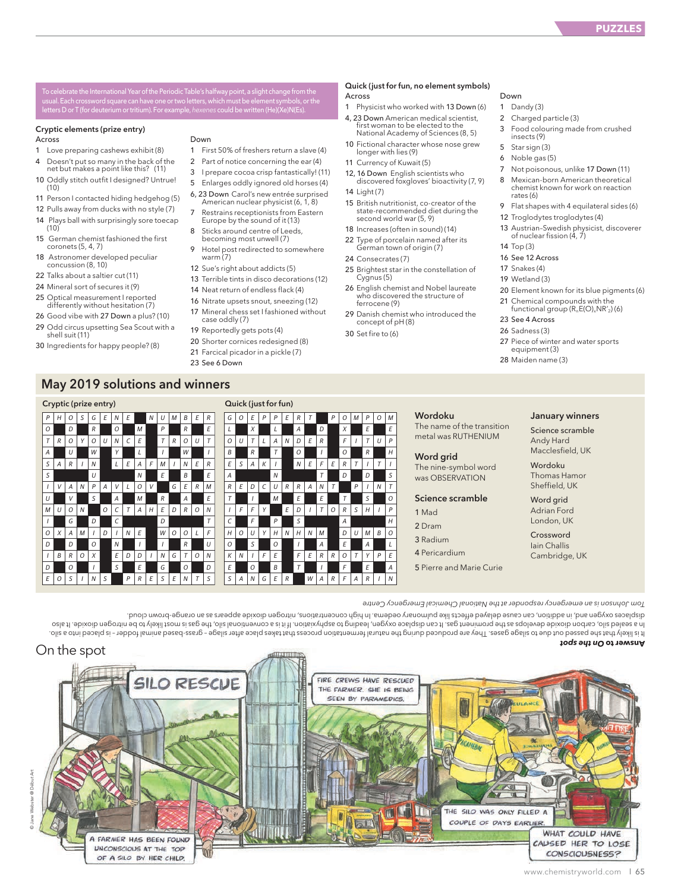To celebrate the International Year of the Periodic Table's halfway point, a slight change from the usual. Each crossword square can have one or two letters, which must be element symbols, or the letters D or T (for deuterium or tritium). For example, *hexenes* could be written (He)(Xe)N(Es).

## Cryptic elements (prize entry)

### Across

1 Love preparing cashews exhibit (8)
4 Doesn't put so many in the back of the net but makes a point like this? (11)
10 Oddly stitch outfit I designed? Untrue! (10)
11 Person I contacted hiding hedgehog (5)
12 Pulls away from ducks with no style (7)
14 Plays ball with surprisingly sore toecap (10)
15 German chemist fashioned the first coronets (5, 4, 7)
18 Astronomer developed peculiar concussion (8, 10)
22 Talks about a saltier cut (11)
24 Mineral sort of secures it (9)
25 Optical measurement I reported differently without hesitation (7)
26 Good vibe with 27 Down a plus? (10)
29 Odd circus upsetting Sea Scout with a shell suit (11)
30 Ingredients for happy people? (8)

### Down

1 First 50% of freshers return a slave (4)
2 Part of notice concerning the ear (4)
3 I prepare cocoa crisp fantastically! (11)
5 Enlarges oddly ignored old horses (4)
6, 23 Down Carol's new entrée surprised American nuclear physicist (6, 1, 8)
7 Restrains receptionists from Eastern Europe by the sound of it (13)
8 Sticks around centre of Leeds, becoming most unwell (7)
9 Hotel post redirected to somewhere warm (7)
12 Sue's right about addicts (5)
13 Terrible tints in disco decorations (12)
14 Neat return of endless flack (4)
16 Nitrate upsets snout, sneezing (12)
17 Mineral chess set I fashioned without case oddly (7)
19 Reportedly gets pots (4)
20 Shorter cornices redesigned (8)
21 Farcical picador in a pickle (7)
23 See 6 Down

## Quick (just for fun, no element symbols)

### Across

1 Physicist who worked with 13 Down (6)
4, 23 Down American medical scientist, first woman to be elected to the National Academy of Sciences (8, 5)
10 Fictional character whose nose grew longer with lies (9)
11 Currency of Kuwait (5)
12, 16 Down English scientists who discovered foxgloves' bioactivity (7, 9)
14 Light (7)
15 British nutritionist, co-creator of the state-recommended diet during the second world war (5, 9)
18 Increases (often in sound) (14)
22 Type of porcelain named after its German town of origin (7)
24 Consecrates (7)
25 Brightest star in the constellation of Cygnus (5)
26 English chemist and Nobel laureate who discovered the structure of ferrocene (9)
29 Danish chemist who introduced the concept of pH (8)
30 Set fire to (6)

### Down

1 Dandy (3)
2 Charged particle (3)
3 Food colouring made from crushed insects (9)
5 Star sign (3)
6 Noble gas (5)
7 Not poisonous, unlike 17 Down (11)
8 Mexican-born American theoretical chemist known for work on reaction rates (6)
9 Flat shapes with 4 equilateral sides (6)
12 Troglodytes troglodytes (4)
13 Austrian–Swedish physicist, discoverer of nuclear fission (4, 7)
14 Top (3)
16 See 12 Across
17 Snakes (4)
19 Wetland (3)
20 Element known for its blue pigments (6)
21 Chemical compounds with the functional group ($R_nE(O)_xNR'_2$) (6)
23 See 4 Across
26 Sadness (3)
27 Piece of winter and water sports equipment (3)
28 Maiden name (3)

## May 2019 solutions and winners

### Cryptic (prize entry)

| | | | | | | | | | | | | | | |
|---|---|---|---|---|---|---|---|---|---|---|---|---|---|---|
| P | H | O | S | G | E | N | E | | N | U | M | B | E | R |
| O | | D | | R | | O | | M | | P | | R | | E |
| T | R | O | Y | O | U | N | C | E | | T | R | O | U | T |
| A | | U | | W | | Y | | L | | I | | W | | I |
| S | A | R | I | N | | L | E | A | F | M | I | N | E | R |
| S | | | | U | | | | N | | E | | B | | E |
| I | V | A | N | P | A | V | L | O | V | | G | E | R | M |
| U | | V | | S | | A | | M | | R | | A | | E |
| M | U | O | N | | O | C | T | A | H | E | D | R | O | N |
| I | | G | | D | | C | | | | D | | | | T |
| O | X | A | M | I | D | I | N | E | | W | O | O | L | F |
| D | | D | | O | | N | | I | | | | R | | U |
| I | B | R | O | X | | E | D | D | I | N | G | T | O | N |
| D | | O | | I | | S | | E | | G | | O | | D |
| E | O | S | I | N | S | | P | R | E | S | E | N | T | S |

### Quick (just for fun)

| | | | | | | | | | | | | | | |
|---|---|---|---|---|---|---|---|---|---|---|---|---|---|---|
| G | O | E | P | P | E | R | T | | P | O | M | P | O | M |
| L | | X | | L | | A | | D | | X | | E | | E |
| O | U | T | L | A | N | D | E | R | | F | I | T | U | P |
| B | | R | | T | | O | | I | | O | | R | | H |
| E | S | A | K | I | | N | E | F | E | R | T | I | T | I |
| A | | | | N | | | | T | | D | | D | | S |
| R | E | D | C | U | R | R | A | N | T | | P | I | N | T |
| T | | I | | M | | E | | E | | T | | S | | O |
| I | F | F | Y | | E | D | I | T | O | R | S | H | I | P |
| C | | F | | P | | S | | | | A | | | | H |
| H | O | U | Y | H | N | H | N | M | | D | U | M | B | O |
| O | | S | | O | | I | | A | | E | | A | | L |
| K | N | I | F | E | | F | E | R | R | O | T | Y | P | E |
| E | | O | | B | | T | | I | | F | | E | | A |
| S | A | N | G | E | R | | W | A | R | F | A | R | I | N |

### Wordoku
The name of the transition metal was RUTHENIUM

### Word grid
The nine-symbol word was OBSERVATION

### Science scramble
1 Mad
2 Dram
3 Radium
4 Pericardium
5 Pierre and Marie Curie

### January winners

**Science scramble**
Andy Hard
Macclesfield, UK

**Wordoku**
Thomas Hamor
Sheffield, UK

**Word grid**
Adrian Ford
London, UK

**Crossword**
Iain Challis
Cambridge, UK

## On the spot

***Answer to On the spot***

It is likely that she passed out due to silage gases. They are produced during the natural fermentation process that takes place after silage – grass-based animal fodder – is placed into a silo. In a sealed silo, carbon dioxide develops as the prominent gas. It can displace oxygen, leading to asphyxiation. If it is a conventional silo, the gas is most likely to be nitrogen dioxide. It also displaces oxygen and, in addition, can cause delayed effects like pulmonary oedema. In high concentrations, nitrogen dioxide appears as an orange-brown cloud.

*Tom Johnson is an emergency responder at the National Chemical Emergency Centre*

SILO RESCUE

A FARMER HAS BEEN FOUND UNCONSCIOUS AT THE TOP OF A SILO BY HER CHILD.

FIRE CREWS HAVE RESCUED THE FARMER. SHE IS BEING SEEN BY PARAMEDICS.

THE SILO WAS ONLY FILLED A COUPLE OF DAYS EARLIER.

WHAT COULD HAVE CAUSED HER TO LOSE CONSCIOUSNESS?

© Jane Webster @ Débüt Art